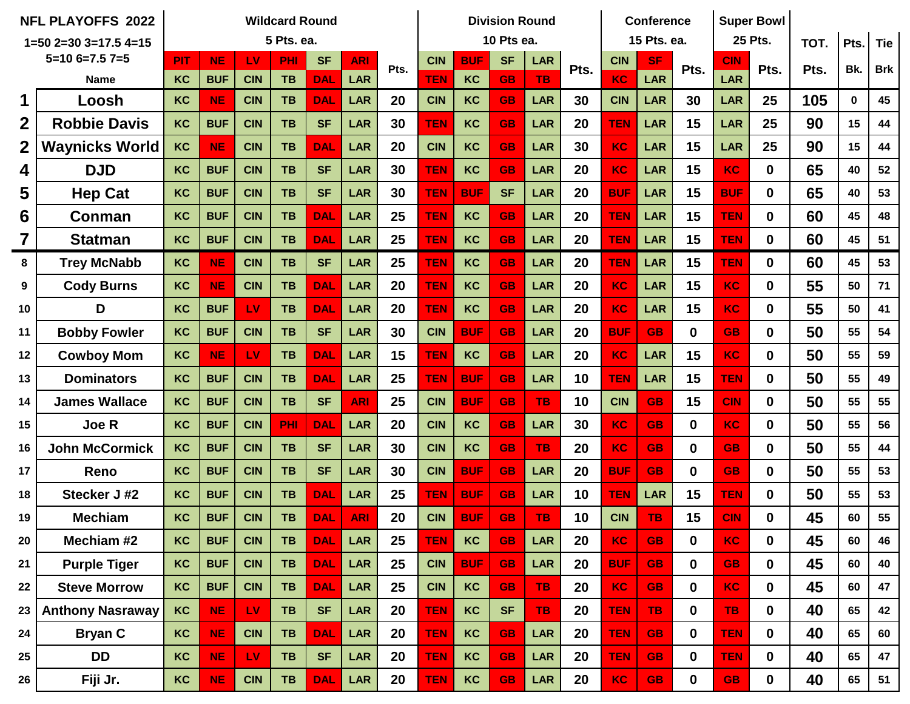| NFL PLAYOFFS 2022 | | Wildcard Round | | | | | | | Division Round | | | | | Conference | | | Super Bowl | | TOT. | Pts. | Tie |
|---|---|---|---|---|---|---|---|---|---|---|---|---|---|---|---|---|---|---|---|---|---|
| 1=50 2=30 3=17.5 4=15 5=10 6=7.5 7=5 | | 5 Pts. ea. | | | | | | | 10 Pts ea. | | | | | 15 Pts. ea. | | | 25 Pts. | | | | |
| | | PIT | NE | LV | PHI | SF | ARI | | CIN | BUF | SF | LAR | | CIN | SF | | CIN | | | | |
| | Name | KC | BUF | CIN | TB | DAL | LAR | Pts. | TEN | KC | GB | TB | Pts. | KC | LAR | Pts. | LAR | Pts. | Pts. | Bk. | Brk |
| 1 | Loosh | KC | NE | CIN | TB | DAL | LAR | 20 | CIN | KC | GB | LAR | 30 | CIN | LAR | 30 | LAR | 25 | 105 | 0 | 45 |
| 2 | Robbie Davis | KC | BUF | CIN | TB | SF | LAR | 30 | TEN | KC | GB | LAR | 20 | TEN | LAR | 15 | LAR | 25 | 90 | 15 | 44 |
| 2 | Waynicks World | KC | NE | CIN | TB | DAL | LAR | 20 | CIN | KC | GB | LAR | 30 | KC | LAR | 15 | LAR | 25 | 90 | 15 | 44 |
| 4 | DJD | KC | BUF | CIN | TB | SF | LAR | 30 | TEN | KC | GB | LAR | 20 | KC | LAR | 15 | KC | 0 | 65 | 40 | 52 |
| 5 | Hep Cat | KC | BUF | CIN | TB | SF | LAR | 30 | TEN | BUF | SF | LAR | 20 | BUF | LAR | 15 | BUF | 0 | 65 | 40 | 53 |
| 6 | Conman | KC | BUF | CIN | TB | DAL | LAR | 25 | TEN | KC | GB | LAR | 20 | TEN | LAR | 15 | TEN | 0 | 60 | 45 | 48 |
| 7 | Statman | KC | BUF | CIN | TB | DAL | LAR | 25 | TEN | KC | GB | LAR | 20 | TEN | LAR | 15 | TEN | 0 | 60 | 45 | 51 |
| 8 | Trey McNabb | KC | NE | CIN | TB | SF | LAR | 25 | TEN | KC | GB | LAR | 20 | TEN | LAR | 15 | TEN | 0 | 60 | 45 | 53 |
| 9 | Cody Burns | KC | NE | CIN | TB | DAL | LAR | 20 | TEN | KC | GB | LAR | 20 | KC | LAR | 15 | KC | 0 | 55 | 50 | 71 |
| 10 | D | KC | BUF | LV | TB | DAL | LAR | 20 | TEN | KC | GB | LAR | 20 | KC | LAR | 15 | KC | 0 | 55 | 50 | 41 |
| 11 | Bobby Fowler | KC | BUF | CIN | TB | SF | LAR | 30 | CIN | BUF | GB | LAR | 20 | BUF | GB | 0 | GB | 0 | 50 | 55 | 54 |
| 12 | Cowboy Mom | KC | NE | LV | TB | DAL | LAR | 15 | TEN | KC | GB | LAR | 20 | KC | LAR | 15 | KC | 0 | 50 | 55 | 59 |
| 13 | Dominators | KC | BUF | CIN | TB | DAL | LAR | 25 | TEN | BUF | GB | LAR | 10 | TEN | LAR | 15 | TEN | 0 | 50 | 55 | 49 |
| 14 | James Wallace | KC | BUF | CIN | TB | SF | ARI | 25 | CIN | BUF | GB | TB | 10 | CIN | GB | 15 | CIN | 0 | 50 | 55 | 55 |
| 15 | Joe R | KC | BUF | CIN | PHI | DAL | LAR | 20 | CIN | KC | GB | LAR | 30 | KC | GB | 0 | KC | 0 | 50 | 55 | 56 |
| 16 | John McCormick | KC | BUF | CIN | TB | SF | LAR | 30 | CIN | KC | GB | TB | 20 | KC | GB | 0 | GB | 0 | 50 | 55 | 44 |
| 17 | Reno | KC | BUF | CIN | TB | SF | LAR | 30 | CIN | BUF | GB | LAR | 20 | BUF | GB | 0 | GB | 0 | 50 | 55 | 53 |
| 18 | Stecker J #2 | KC | BUF | CIN | TB | DAL | LAR | 25 | TEN | BUF | GB | LAR | 10 | TEN | LAR | 15 | TEN | 0 | 50 | 55 | 53 |
| 19 | Mechiam | KC | BUF | CIN | TB | DAL | ARI | 20 | CIN | BUF | GB | TB | 10 | CIN | TB | 15 | CIN | 0 | 45 | 60 | 55 |
| 20 | Mechiam #2 | KC | BUF | CIN | TB | DAL | LAR | 25 | TEN | KC | GB | LAR | 20 | KC | GB | 0 | KC | 0 | 45 | 60 | 46 |
| 21 | Purple Tiger | KC | BUF | CIN | TB | DAL | LAR | 25 | CIN | BUF | GB | LAR | 20 | BUF | GB | 0 | GB | 0 | 45 | 60 | 40 |
| 22 | Steve Morrow | KC | BUF | CIN | TB | DAL | LAR | 25 | CIN | KC | GB | TB | 20 | KC | GB | 0 | KC | 0 | 45 | 60 | 47 |
| 23 | Anthony Nasraway | KC | NE | LV | TB | SF | LAR | 20 | TEN | KC | SF | TB | 20 | TEN | TB | 0 | TB | 0 | 40 | 65 | 42 |
| 24 | Bryan C | KC | NE | CIN | TB | DAL | LAR | 20 | TEN | KC | GB | LAR | 20 | TEN | GB | 0 | TEN | 0 | 40 | 65 | 60 |
| 25 | DD | KC | NE | LV | TB | SF | LAR | 20 | TEN | KC | GB | LAR | 20 | TEN | GB | 0 | TEN | 0 | 40 | 65 | 47 |
| 26 | Fiji Jr. | KC | NE | CIN | TB | DAL | LAR | 20 | TEN | KC | GB | LAR | 20 | KC | GB | 0 | GB | 0 | 40 | 65 | 51 |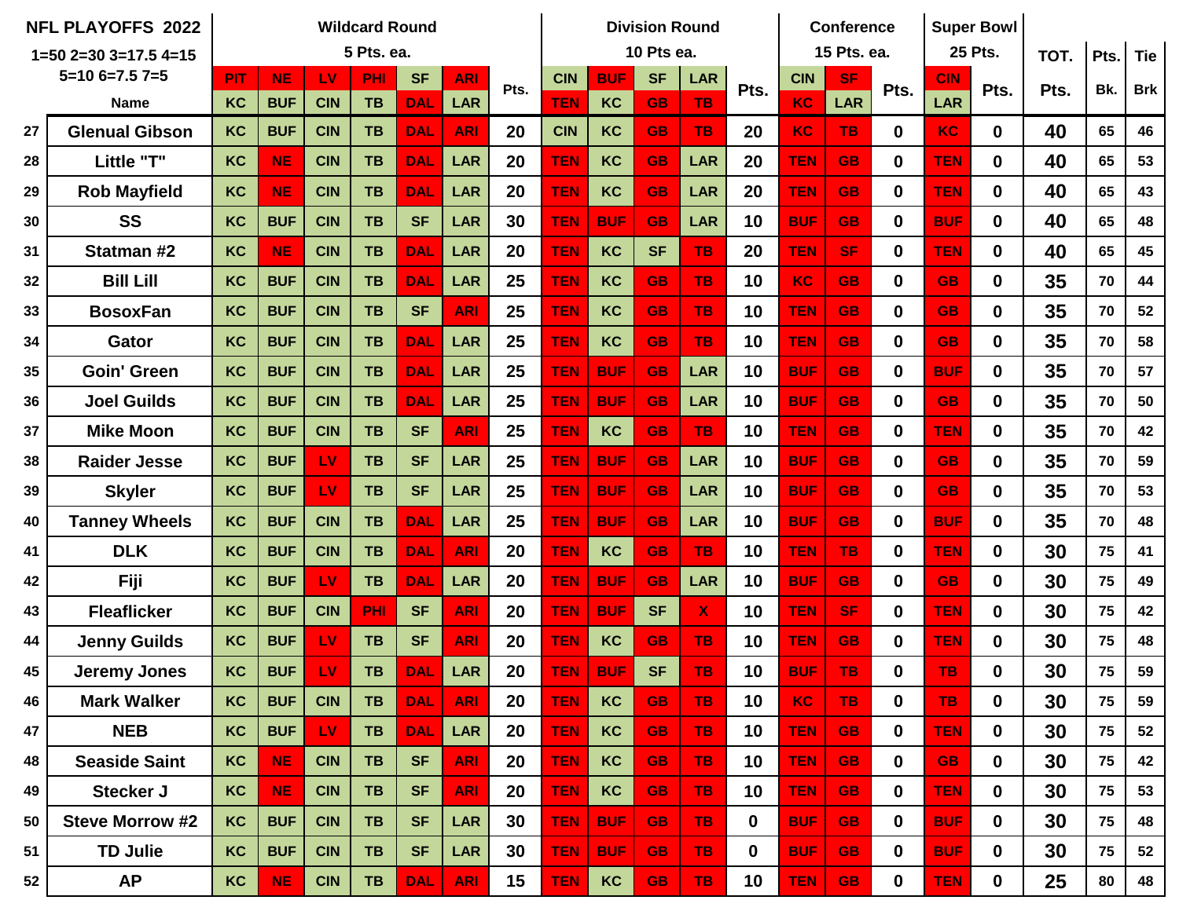| NFL PLAYOFFS 2022 1=50 2=30 3=17.5 4=15 5=10 6=7.5 7=5 | | Wildcard Round 5 Pts. ea. | | | | | | | Division Round 10 Pts. ea. | | | | | Conference 15 Pts. ea. | | | Super Bowl 25 Pts. | | TOT. | Pts. | Tie |
|---|---|---|---|---|---|---|---|---|---|---|---|---|---|---|---|---|---|---|---|---|---|
| | | PIT | NE | LV | PHI | SF | ARI | | CIN | BUF | SF | LAR | | CIN | SF | | CIN | | | | |
| | Name | KC | BUF | CIN | TB | DAL | LAR | Pts. | TEN | KC | GB | TB | Pts. | KC | LAR | Pts. | LAR | Pts. | Pts. | Bk. | Brk |
| 27 | Glenual Gibson | KC | BUF | CIN | TB | DAL | ARI | 20 | CIN | KC | GB | TB | 20 | KC | TB | 0 | KC | 0 | 40 | 65 | 46 |
| 28 | Little "T" | KC | NE | CIN | TB | DAL | LAR | 20 | TEN | KC | GB | LAR | 20 | TEN | GB | 0 | TEN | 0 | 40 | 65 | 53 |
| 29 | Rob Mayfield | KC | NE | CIN | TB | DAL | LAR | 20 | TEN | KC | GB | LAR | 20 | TEN | GB | 0 | TEN | 0 | 40 | 65 | 43 |
| 30 | SS | KC | BUF | CIN | TB | SF | LAR | 30 | TEN | BUF | GB | LAR | 10 | BUF | GB | 0 | BUF | 0 | 40 | 65 | 48 |
| 31 | Statman #2 | KC | NE | CIN | TB | DAL | LAR | 20 | TEN | KC | SF | TB | 20 | TEN | SF | 0 | TEN | 0 | 40 | 65 | 45 |
| 32 | Bill Lill | KC | BUF | CIN | TB | DAL | LAR | 25 | TEN | KC | GB | TB | 10 | KC | GB | 0 | GB | 0 | 35 | 70 | 44 |
| 33 | BosoxFan | KC | BUF | CIN | TB | SF | ARI | 25 | TEN | KC | GB | TB | 10 | TEN | GB | 0 | GB | 0 | 35 | 70 | 52 |
| 34 | Gator | KC | BUF | CIN | TB | DAL | LAR | 25 | TEN | KC | GB | TB | 10 | TEN | GB | 0 | GB | 0 | 35 | 70 | 58 |
| 35 | Goin' Green | KC | BUF | CIN | TB | DAL | LAR | 25 | TEN | BUF | GB | LAR | 10 | BUF | GB | 0 | BUF | 0 | 35 | 70 | 57 |
| 36 | Joel Guilds | KC | BUF | CIN | TB | DAL | LAR | 25 | TEN | BUF | GB | LAR | 10 | BUF | GB | 0 | GB | 0 | 35 | 70 | 50 |
| 37 | Mike Moon | KC | BUF | CIN | TB | SF | ARI | 25 | TEN | KC | GB | TB | 10 | TEN | GB | 0 | TEN | 0 | 35 | 70 | 42 |
| 38 | Raider Jesse | KC | BUF | LV | TB | SF | LAR | 25 | TEN | BUF | GB | LAR | 10 | BUF | GB | 0 | GB | 0 | 35 | 70 | 59 |
| 39 | Skyler | KC | BUF | LV | TB | SF | LAR | 25 | TEN | BUF | GB | LAR | 10 | BUF | GB | 0 | GB | 0 | 35 | 70 | 53 |
| 40 | Tanney Wheels | KC | BUF | CIN | TB | DAL | LAR | 25 | TEN | BUF | GB | LAR | 10 | BUF | GB | 0 | BUF | 0 | 35 | 70 | 48 |
| 41 | DLK | KC | BUF | CIN | TB | DAL | ARI | 20 | TEN | KC | GB | TB | 10 | TEN | TB | 0 | TEN | 0 | 30 | 75 | 41 |
| 42 | Fiji | KC | BUF | LV | TB | DAL | LAR | 20 | TEN | BUF | GB | LAR | 10 | BUF | GB | 0 | GB | 0 | 30 | 75 | 49 |
| 43 | Fleaflicker | KC | BUF | CIN | PHI | SF | ARI | 20 | TEN | BUF | SF | X | 10 | TEN | SF | 0 | TEN | 0 | 30 | 75 | 42 |
| 44 | Jenny Guilds | KC | BUF | LV | TB | SF | ARI | 20 | TEN | KC | GB | TB | 10 | TEN | GB | 0 | TEN | 0 | 30 | 75 | 48 |
| 45 | Jeremy Jones | KC | BUF | LV | TB | DAL | LAR | 20 | TEN | BUF | SF | TB | 10 | BUF | TB | 0 | TB | 0 | 30 | 75 | 59 |
| 46 | Mark Walker | KC | BUF | CIN | TB | DAL | ARI | 20 | TEN | KC | GB | TB | 10 | KC | TB | 0 | TB | 0 | 30 | 75 | 59 |
| 47 | NEB | KC | BUF | LV | TB | DAL | LAR | 20 | TEN | KC | GB | TB | 10 | TEN | GB | 0 | TEN | 0 | 30 | 75 | 52 |
| 48 | Seaside Saint | KC | NE | CIN | TB | SF | ARI | 20 | TEN | KC | GB | TB | 10 | TEN | GB | 0 | GB | 0 | 30 | 75 | 42 |
| 49 | Stecker J | KC | NE | CIN | TB | SF | ARI | 20 | TEN | KC | GB | TB | 10 | TEN | GB | 0 | TEN | 0 | 30 | 75 | 53 |
| 50 | Steve Morrow #2 | KC | BUF | CIN | TB | SF | LAR | 30 | TEN | BUF | GB | TB | 0 | BUF | GB | 0 | BUF | 0 | 30 | 75 | 48 |
| 51 | TD Julie | KC | BUF | CIN | TB | SF | LAR | 30 | TEN | BUF | GB | TB | 0 | BUF | GB | 0 | BUF | 0 | 30 | 75 | 52 |
| 52 | AP | KC | NE | CIN | TB | DAL | ARI | 15 | TEN | KC | GB | TB | 10 | TEN | GB | 0 | TEN | 0 | 25 | 80 | 48 |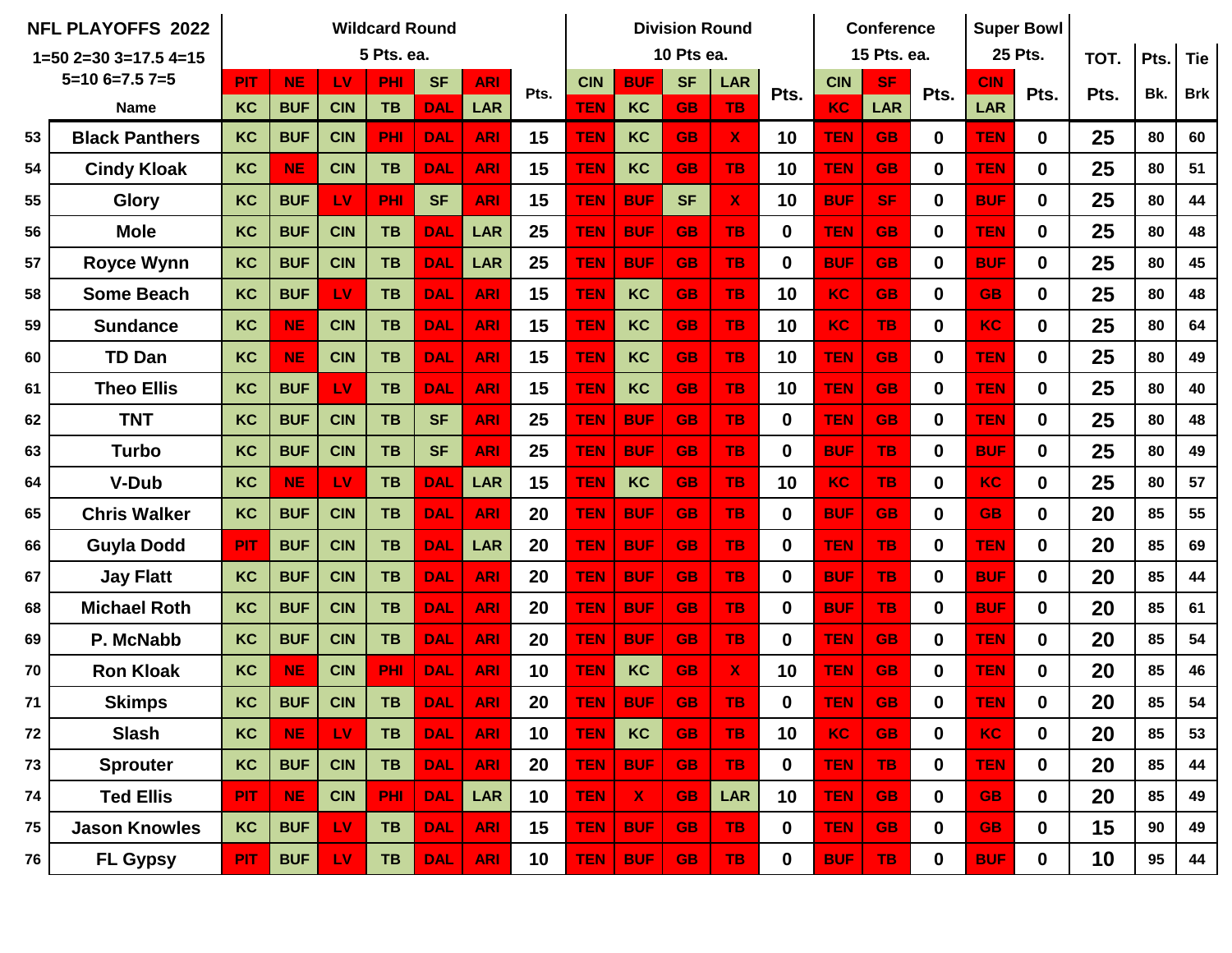| NFL PLAYOFFS 2022 | | Wildcard Round 5 Pts. ea. | | | | | | | Division Round 10 Pts. ea. | | | | | Conference 15 Pts. ea. | | | Super Bowl 25 Pts. | | TOT. | Pts. | Tie |
|---|---|---|---|---|---|---|---|---|---|---|---|---|---|---|---|---|---|---|---|---|---|
| 1=50 2=30 3=17.5 4=15 5=10 6=7.5 7=5 | | PIT | NE | LV | PHI | SF | ARI | Pts. | CIN | BUF | SF | LAR | Pts. | CIN | SF | Pts. | CIN | Pts. | Pts. | Bk. | Brk |
| | Name | KC | BUF | CIN | TB | DAL | LAR | | TEN | KC | GB | TB | | KC | LAR | | LAR | | | | |
| 53 | Black Panthers | KC | BUF | CIN | PHI | DAL | ARI | 15 | TEN | KC | GB | X | 10 | TEN | GB | 0 | TEN | 0 | 25 | 80 | 60 |
| 54 | Cindy Kloak | KC | NE | CIN | TB | DAL | ARI | 15 | TEN | KC | GB | TB | 10 | TEN | GB | 0 | TEN | 0 | 25 | 80 | 51 |
| 55 | Glory | KC | BUF | LV | PHI | SF | ARI | 15 | TEN | BUF | SF | X | 10 | BUF | SF | 0 | BUF | 0 | 25 | 80 | 44 |
| 56 | Mole | KC | BUF | CIN | TB | DAL | LAR | 25 | TEN | BUF | GB | TB | 0 | TEN | GB | 0 | TEN | 0 | 25 | 80 | 48 |
| 57 | Royce Wynn | KC | BUF | CIN | TB | DAL | LAR | 25 | TEN | BUF | GB | TB | 0 | BUF | GB | 0 | BUF | 0 | 25 | 80 | 45 |
| 58 | Some Beach | KC | BUF | LV | TB | DAL | ARI | 15 | TEN | KC | GB | TB | 10 | KC | GB | 0 | GB | 0 | 25 | 80 | 48 |
| 59 | Sundance | KC | NE | CIN | TB | DAL | ARI | 15 | TEN | KC | GB | TB | 10 | KC | TB | 0 | KC | 0 | 25 | 80 | 64 |
| 60 | TD Dan | KC | NE | CIN | TB | DAL | ARI | 15 | TEN | KC | GB | TB | 10 | TEN | GB | 0 | TEN | 0 | 25 | 80 | 49 |
| 61 | Theo Ellis | KC | BUF | LV | TB | DAL | ARI | 15 | TEN | KC | GB | TB | 10 | TEN | GB | 0 | TEN | 0 | 25 | 80 | 40 |
| 62 | TNT | KC | BUF | CIN | TB | SF | ARI | 25 | TEN | BUF | GB | TB | 0 | TEN | GB | 0 | TEN | 0 | 25 | 80 | 48 |
| 63 | Turbo | KC | BUF | CIN | TB | SF | ARI | 25 | TEN | BUF | GB | TB | 0 | BUF | TB | 0 | BUF | 0 | 25 | 80 | 49 |
| 64 | V-Dub | KC | NE | LV | TB | DAL | LAR | 15 | TEN | KC | GB | TB | 10 | KC | TB | 0 | KC | 0 | 25 | 80 | 57 |
| 65 | Chris Walker | KC | BUF | CIN | TB | DAL | ARI | 20 | TEN | BUF | GB | TB | 0 | BUF | GB | 0 | GB | 0 | 20 | 85 | 55 |
| 66 | Guyla Dodd | PIT | BUF | CIN | TB | DAL | LAR | 20 | TEN | BUF | GB | TB | 0 | TEN | TB | 0 | TEN | 0 | 20 | 85 | 69 |
| 67 | Jay Flatt | KC | BUF | CIN | TB | DAL | ARI | 20 | TEN | BUF | GB | TB | 0 | BUF | TB | 0 | BUF | 0 | 20 | 85 | 44 |
| 68 | Michael Roth | KC | BUF | CIN | TB | DAL | ARI | 20 | TEN | BUF | GB | TB | 0 | BUF | TB | 0 | BUF | 0 | 20 | 85 | 61 |
| 69 | P. McNabb | KC | BUF | CIN | TB | DAL | ARI | 20 | TEN | BUF | GB | TB | 0 | TEN | GB | 0 | TEN | 0 | 20 | 85 | 54 |
| 70 | Ron Kloak | KC | NE | CIN | PHI | DAL | ARI | 10 | TEN | KC | GB | X | 10 | TEN | GB | 0 | TEN | 0 | 20 | 85 | 46 |
| 71 | Skimps | KC | BUF | CIN | TB | DAL | ARI | 20 | TEN | BUF | GB | TB | 0 | TEN | GB | 0 | TEN | 0 | 20 | 85 | 54 |
| 72 | Slash | KC | NE | LV | TB | DAL | ARI | 10 | TEN | KC | GB | TB | 10 | KC | GB | 0 | KC | 0 | 20 | 85 | 53 |
| 73 | Sprouter | KC | BUF | CIN | TB | DAL | ARI | 20 | TEN | BUF | GB | TB | 0 | TEN | TB | 0 | TEN | 0 | 20 | 85 | 44 |
| 74 | Ted Ellis | PIT | NE | CIN | PHI | DAL | LAR | 10 | TEN | X | GB | LAR | 10 | TEN | GB | 0 | GB | 0 | 20 | 85 | 49 |
| 75 | Jason Knowles | KC | BUF | LV | TB | DAL | ARI | 15 | TEN | BUF | GB | TB | 0 | TEN | GB | 0 | GB | 0 | 15 | 90 | 49 |
| 76 | FL Gypsy | PIT | BUF | LV | TB | DAL | ARI | 10 | TEN | BUF | GB | TB | 0 | BUF | TB | 0 | BUF | 0 | 10 | 95 | 44 |